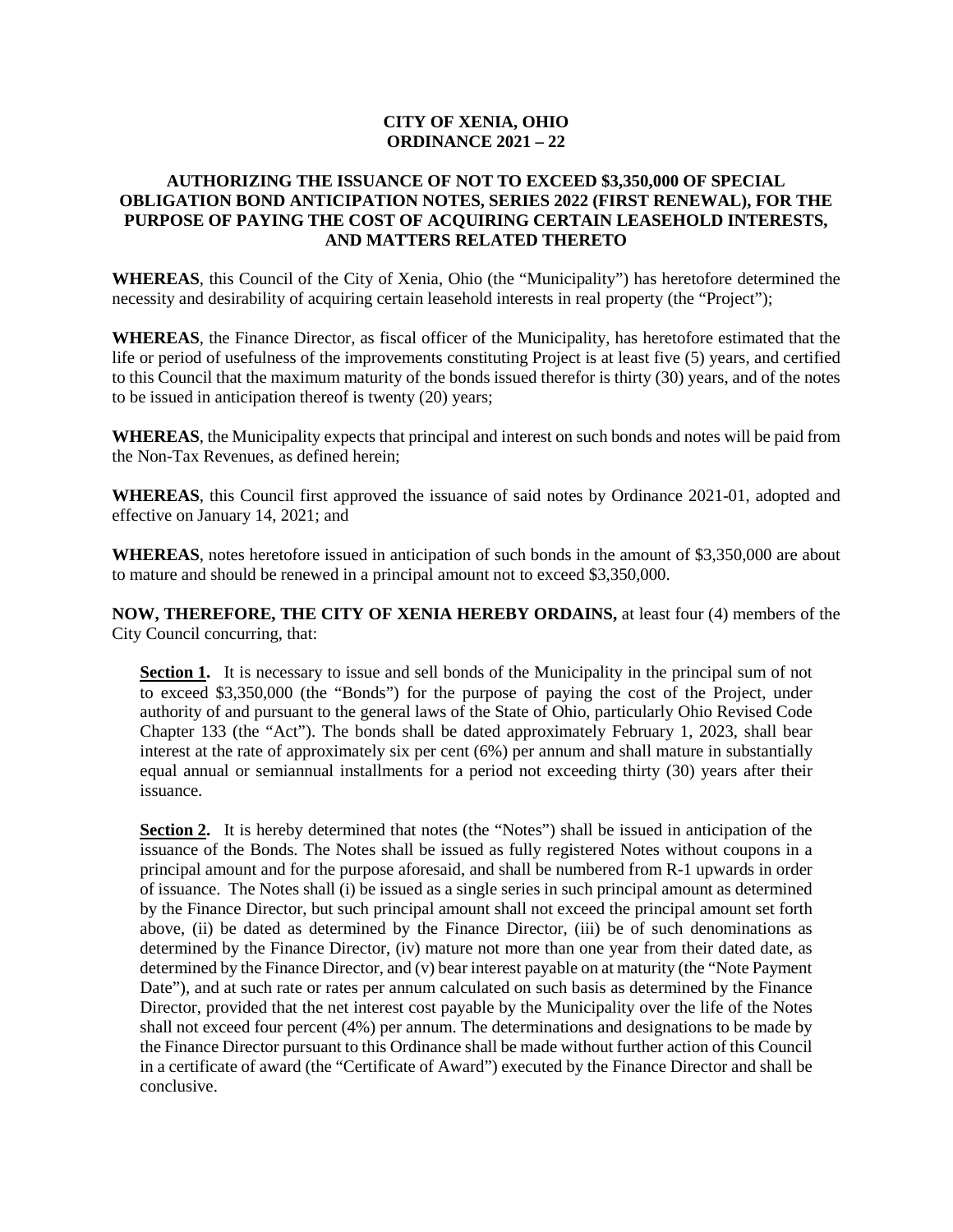# CITY OF XENIA, OHIO
# ORDINANCE 2021 – 22

## AUTHORIZING THE ISSUANCE OF NOT TO EXCEED $3,350,000 OF SPECIAL OBLIGATION BOND ANTICIPATION NOTES, SERIES 2022 (FIRST RENEWAL), FOR THE PURPOSE OF PAYING THE COST OF ACQUIRING CERTAIN LEASEHOLD INTERESTS, AND MATTERS RELATED THERETO

**WHEREAS**, this Council of the City of Xenia, Ohio (the "Municipality") has heretofore determined the necessity and desirability of acquiring certain leasehold interests in real property (the "Project");

**WHEREAS**, the Finance Director, as fiscal officer of the Municipality, has heretofore estimated that the life or period of usefulness of the improvements constituting Project is at least five (5) years, and certified to this Council that the maximum maturity of the bonds issued therefor is thirty (30) years, and of the notes to be issued in anticipation thereof is twenty (20) years;

**WHEREAS**, the Municipality expects that principal and interest on such bonds and notes will be paid from the Non-Tax Revenues, as defined herein;

**WHEREAS**, this Council first approved the issuance of said notes by Ordinance 2021-01, adopted and effective on January 14, 2021; and

**WHEREAS**, notes heretofore issued in anticipation of such bonds in the amount of $3,350,000 are about to mature and should be renewed in a principal amount not to exceed $3,350,000.

**NOW, THEREFORE, THE CITY OF XENIA HEREBY ORDAINS,** at least four (4) members of the City Council concurring, that:

**Section 1.** It is necessary to issue and sell bonds of the Municipality in the principal sum of not to exceed $3,350,000 (the "Bonds") for the purpose of paying the cost of the Project, under authority of and pursuant to the general laws of the State of Ohio, particularly Ohio Revised Code Chapter 133 (the "Act"). The bonds shall be dated approximately February 1, 2023, shall bear interest at the rate of approximately six per cent (6%) per annum and shall mature in substantially equal annual or semiannual installments for a period not exceeding thirty (30) years after their issuance.

**Section 2.** It is hereby determined that notes (the "Notes") shall be issued in anticipation of the issuance of the Bonds. The Notes shall be issued as fully registered Notes without coupons in a principal amount and for the purpose aforesaid, and shall be numbered from R-1 upwards in order of issuance. The Notes shall (i) be issued as a single series in such principal amount as determined by the Finance Director, but such principal amount shall not exceed the principal amount set forth above, (ii) be dated as determined by the Finance Director, (iii) be of such denominations as determined by the Finance Director, (iv) mature not more than one year from their dated date, as determined by the Finance Director, and (v) bear interest payable on at maturity (the "Note Payment Date"), and at such rate or rates per annum calculated on such basis as determined by the Finance Director, provided that the net interest cost payable by the Municipality over the life of the Notes shall not exceed four percent (4%) per annum. The determinations and designations to be made by the Finance Director pursuant to this Ordinance shall be made without further action of this Council in a certificate of award (the "Certificate of Award") executed by the Finance Director and shall be conclusive.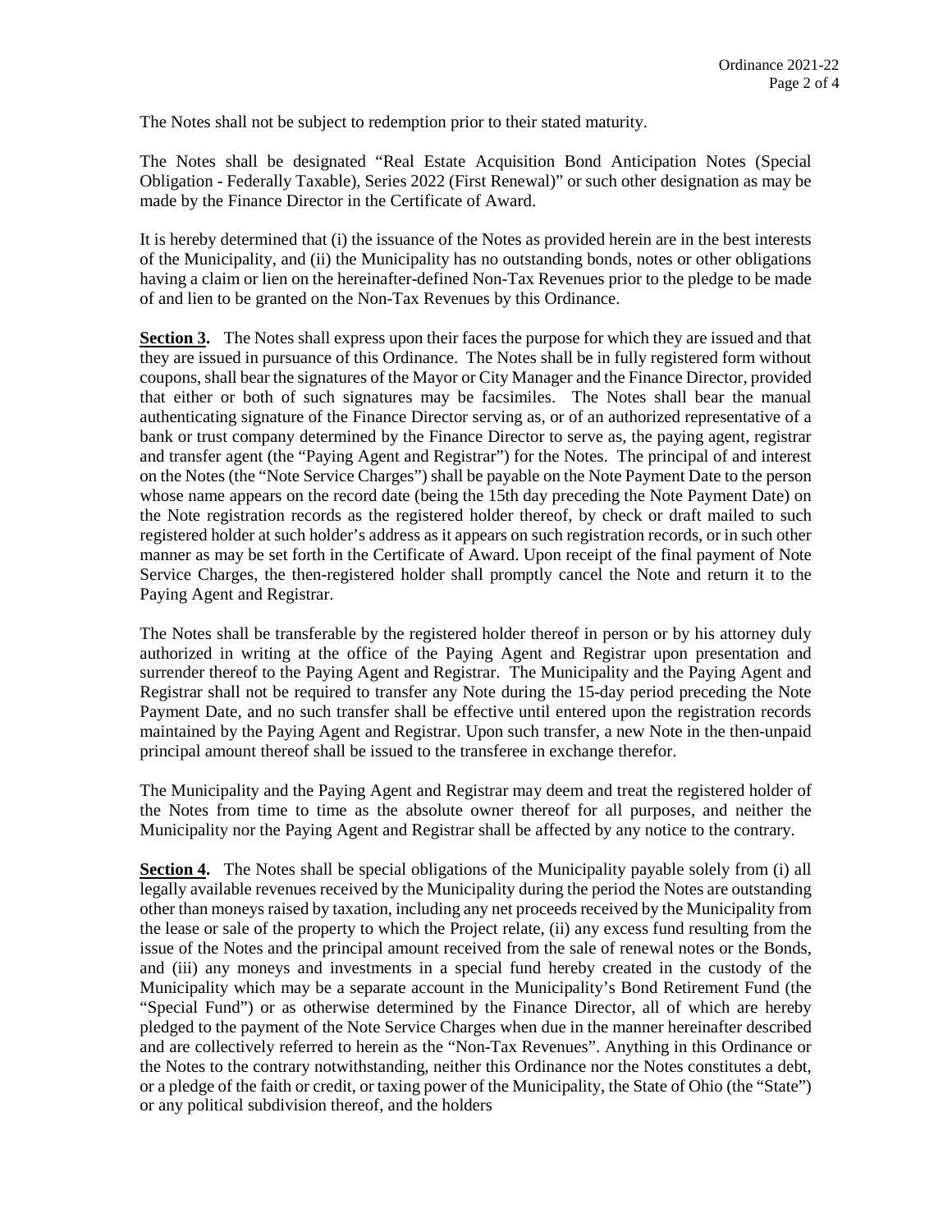The Notes shall not be subject to redemption prior to their stated maturity.

The Notes shall be designated "Real Estate Acquisition Bond Anticipation Notes (Special Obligation - Federally Taxable), Series 2022 (First Renewal)" or such other designation as may be made by the Finance Director in the Certificate of Award.

It is hereby determined that (i) the issuance of the Notes as provided herein are in the best interests of the Municipality, and (ii) the Municipality has no outstanding bonds, notes or other obligations having a claim or lien on the hereinafter-defined Non-Tax Revenues prior to the pledge to be made of and lien to be granted on the Non-Tax Revenues by this Ordinance.

**Section 3.** The Notes shall express upon their faces the purpose for which they are issued and that they are issued in pursuance of this Ordinance. The Notes shall be in fully registered form without coupons, shall bear the signatures of the Mayor or City Manager and the Finance Director, provided that either or both of such signatures may be facsimiles. The Notes shall bear the manual authenticating signature of the Finance Director serving as, or of an authorized representative of a bank or trust company determined by the Finance Director to serve as, the paying agent, registrar and transfer agent (the "Paying Agent and Registrar") for the Notes. The principal of and interest on the Notes (the "Note Service Charges") shall be payable on the Note Payment Date to the person whose name appears on the record date (being the 15th day preceding the Note Payment Date) on the Note registration records as the registered holder thereof, by check or draft mailed to such registered holder at such holder's address as it appears on such registration records, or in such other manner as may be set forth in the Certificate of Award. Upon receipt of the final payment of Note Service Charges, the then-registered holder shall promptly cancel the Note and return it to the Paying Agent and Registrar.

The Notes shall be transferable by the registered holder thereof in person or by his attorney duly authorized in writing at the office of the Paying Agent and Registrar upon presentation and surrender thereof to the Paying Agent and Registrar. The Municipality and the Paying Agent and Registrar shall not be required to transfer any Note during the 15-day period preceding the Note Payment Date, and no such transfer shall be effective until entered upon the registration records maintained by the Paying Agent and Registrar. Upon such transfer, a new Note in the then-unpaid principal amount thereof shall be issued to the transferee in exchange therefor.

The Municipality and the Paying Agent and Registrar may deem and treat the registered holder of the Notes from time to time as the absolute owner thereof for all purposes, and neither the Municipality nor the Paying Agent and Registrar shall be affected by any notice to the contrary.

**Section 4.** The Notes shall be special obligations of the Municipality payable solely from (i) all legally available revenues received by the Municipality during the period the Notes are outstanding other than moneys raised by taxation, including any net proceeds received by the Municipality from the lease or sale of the property to which the Project relate, (ii) any excess fund resulting from the issue of the Notes and the principal amount received from the sale of renewal notes or the Bonds, and (iii) any moneys and investments in a special fund hereby created in the custody of the Municipality which may be a separate account in the Municipality's Bond Retirement Fund (the "Special Fund") or as otherwise determined by the Finance Director, all of which are hereby pledged to the payment of the Note Service Charges when due in the manner hereinafter described and are collectively referred to herein as the "Non-Tax Revenues". Anything in this Ordinance or the Notes to the contrary notwithstanding, neither this Ordinance nor the Notes constitutes a debt, or a pledge of the faith or credit, or taxing power of the Municipality, the State of Ohio (the "State") or any political subdivision thereof, and the holders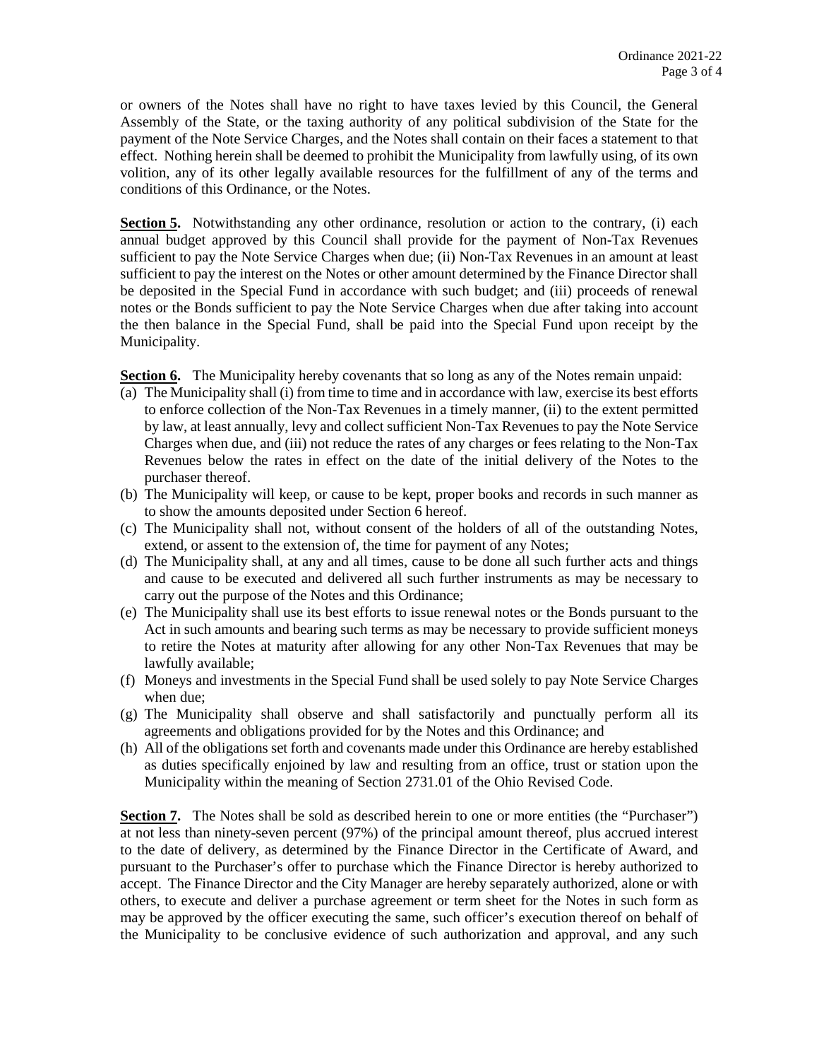or owners of the Notes shall have no right to have taxes levied by this Council, the General Assembly of the State, or the taxing authority of any political subdivision of the State for the payment of the Note Service Charges, and the Notes shall contain on their faces a statement to that effect. Nothing herein shall be deemed to prohibit the Municipality from lawfully using, of its own volition, any of its other legally available resources for the fulfillment of any of the terms and conditions of this Ordinance, or the Notes.

**Section 5.** Notwithstanding any other ordinance, resolution or action to the contrary, (i) each annual budget approved by this Council shall provide for the payment of Non-Tax Revenues sufficient to pay the Note Service Charges when due; (ii) Non-Tax Revenues in an amount at least sufficient to pay the interest on the Notes or other amount determined by the Finance Director shall be deposited in the Special Fund in accordance with such budget; and (iii) proceeds of renewal notes or the Bonds sufficient to pay the Note Service Charges when due after taking into account the then balance in the Special Fund, shall be paid into the Special Fund upon receipt by the Municipality.

**Section 6.** The Municipality hereby covenants that so long as any of the Notes remain unpaid:

(a) The Municipality shall (i) from time to time and in accordance with law, exercise its best efforts to enforce collection of the Non-Tax Revenues in a timely manner, (ii) to the extent permitted by law, at least annually, levy and collect sufficient Non-Tax Revenues to pay the Note Service Charges when due, and (iii) not reduce the rates of any charges or fees relating to the Non-Tax Revenues below the rates in effect on the date of the initial delivery of the Notes to the purchaser thereof.

(b) The Municipality will keep, or cause to be kept, proper books and records in such manner as to show the amounts deposited under Section 6 hereof.

(c) The Municipality shall not, without consent of the holders of all of the outstanding Notes, extend, or assent to the extension of, the time for payment of any Notes;

(d) The Municipality shall, at any and all times, cause to be done all such further acts and things and cause to be executed and delivered all such further instruments as may be necessary to carry out the purpose of the Notes and this Ordinance;

(e) The Municipality shall use its best efforts to issue renewal notes or the Bonds pursuant to the Act in such amounts and bearing such terms as may be necessary to provide sufficient moneys to retire the Notes at maturity after allowing for any other Non-Tax Revenues that may be lawfully available;

(f) Moneys and investments in the Special Fund shall be used solely to pay Note Service Charges when due;

(g) The Municipality shall observe and shall satisfactorily and punctually perform all its agreements and obligations provided for by the Notes and this Ordinance; and

(h) All of the obligations set forth and covenants made under this Ordinance are hereby established as duties specifically enjoined by law and resulting from an office, trust or station upon the Municipality within the meaning of Section 2731.01 of the Ohio Revised Code.

**Section 7.** The Notes shall be sold as described herein to one or more entities (the "Purchaser") at not less than ninety-seven percent (97%) of the principal amount thereof, plus accrued interest to the date of delivery, as determined by the Finance Director in the Certificate of Award, and pursuant to the Purchaser's offer to purchase which the Finance Director is hereby authorized to accept. The Finance Director and the City Manager are hereby separately authorized, alone or with others, to execute and deliver a purchase agreement or term sheet for the Notes in such form as may be approved by the officer executing the same, such officer's execution thereof on behalf of the Municipality to be conclusive evidence of such authorization and approval, and any such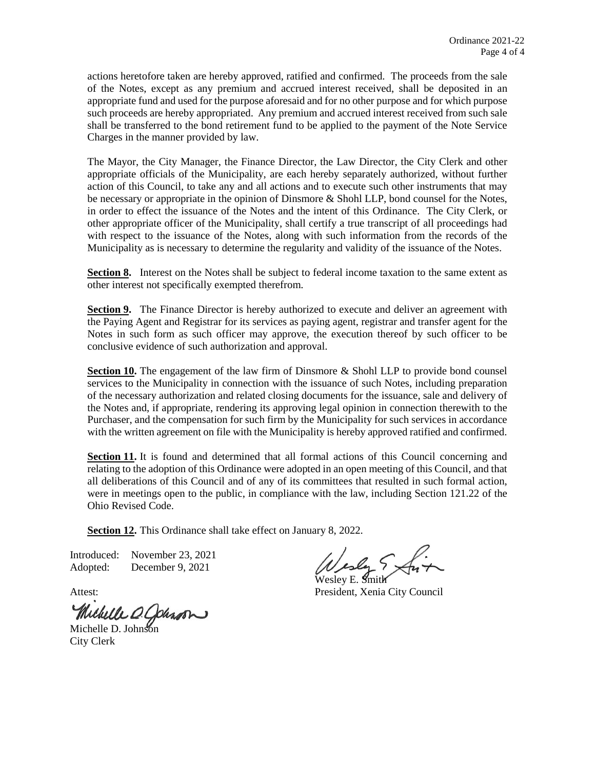actions heretofore taken are hereby approved, ratified and confirmed. The proceeds from the sale of the Notes, except as any premium and accrued interest received, shall be deposited in an appropriate fund and used for the purpose aforesaid and for no other purpose and for which purpose such proceeds are hereby appropriated. Any premium and accrued interest received from such sale shall be transferred to the bond retirement fund to be applied to the payment of the Note Service Charges in the manner provided by law.

The Mayor, the City Manager, the Finance Director, the Law Director, the City Clerk and other appropriate officials of the Municipality, are each hereby separately authorized, without further action of this Council, to take any and all actions and to execute such other instruments that may be necessary or appropriate in the opinion of Dinsmore & Shohl LLP, bond counsel for the Notes, in order to effect the issuance of the Notes and the intent of this Ordinance. The City Clerk, or other appropriate officer of the Municipality, shall certify a true transcript of all proceedings had with respect to the issuance of the Notes, along with such information from the records of the Municipality as is necessary to determine the regularity and validity of the issuance of the Notes.

**Section 8.** Interest on the Notes shall be subject to federal income taxation to the same extent as other interest not specifically exempted therefrom.

**Section 9.** The Finance Director is hereby authorized to execute and deliver an agreement with the Paying Agent and Registrar for its services as paying agent, registrar and transfer agent for the Notes in such form as such officer may approve, the execution thereof by such officer to be conclusive evidence of such authorization and approval.

**Section 10.** The engagement of the law firm of Dinsmore & Shohl LLP to provide bond counsel services to the Municipality in connection with the issuance of such Notes, including preparation of the necessary authorization and related closing documents for the issuance, sale and delivery of the Notes and, if appropriate, rendering its approving legal opinion in connection therewith to the Purchaser, and the compensation for such firm by the Municipality for such services in accordance with the written agreement on file with the Municipality is hereby approved ratified and confirmed.

**Section 11.** It is found and determined that all formal actions of this Council concerning and relating to the adoption of this Ordinance were adopted in an open meeting of this Council, and that all deliberations of this Council and of any of its committees that resulted in such formal action, were in meetings open to the public, in compliance with the law, including Section 121.22 of the Ohio Revised Code.

**Section 12.** This Ordinance shall take effect on January 8, 2022.

Introduced: November 23, 2021
Adopted: December 9, 2021

Wesley E. Smith
President, Xenia City Council

Attest:

Michelle D. Johnson
City Clerk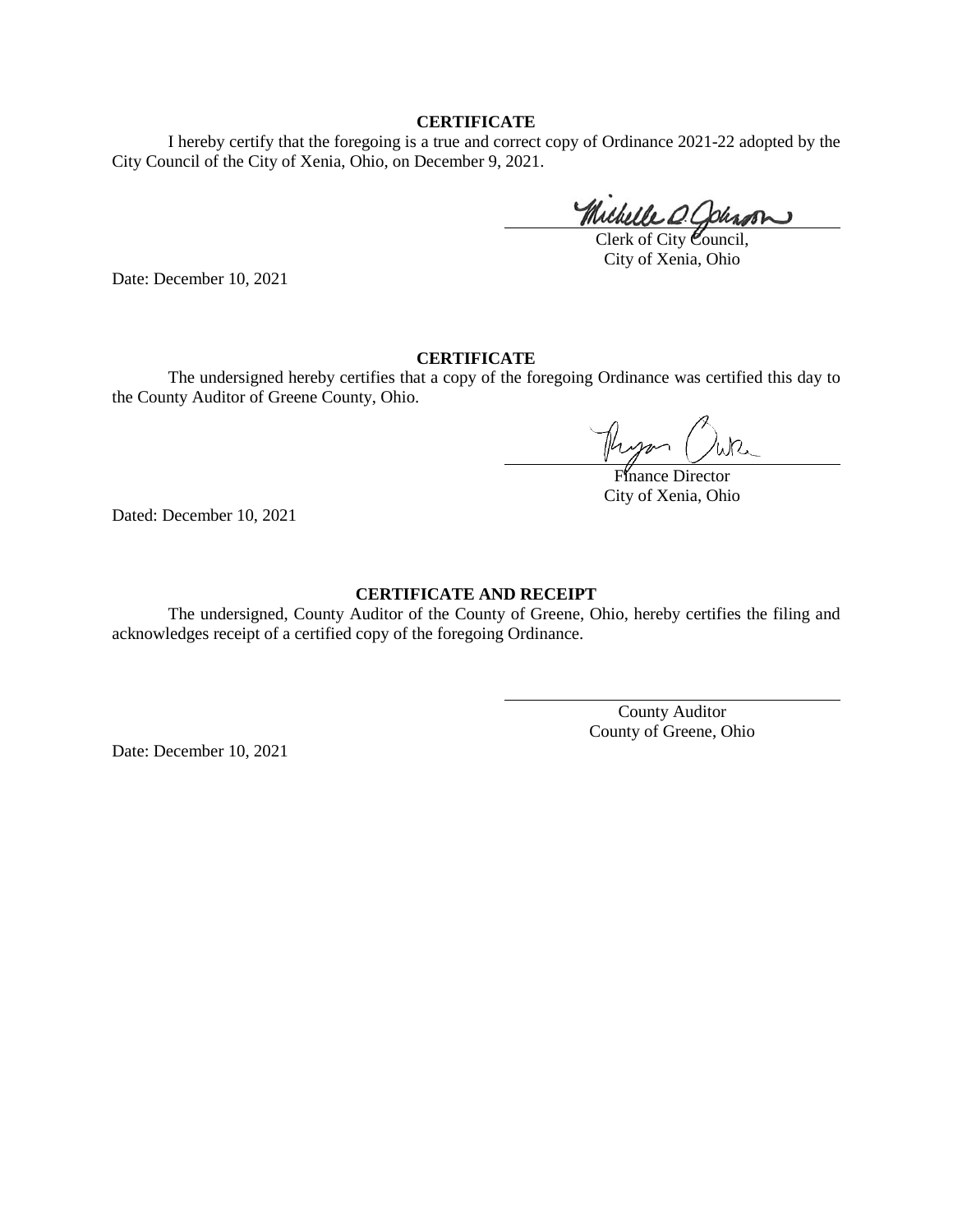**CERTIFICATE**

I hereby certify that the foregoing is a true and correct copy of Ordinance 2021-22 adopted by the City Council of the City of Xenia, Ohio, on December 9, 2021.

Michelle D. Johnson
Clerk of City Council,
City of Xenia, Ohio

Date: December 10, 2021

**CERTIFICATE**

The undersigned hereby certifies that a copy of the foregoing Ordinance was certified this day to the County Auditor of Greene County, Ohio.

Ryan Cwik
Finance Director
City of Xenia, Ohio

Dated: December 10, 2021

**CERTIFICATE AND RECEIPT**

The undersigned, County Auditor of the County of Greene, Ohio, hereby certifies the filing and acknowledges receipt of a certified copy of the foregoing Ordinance.

County Auditor
County of Greene, Ohio

Date: December 10, 2021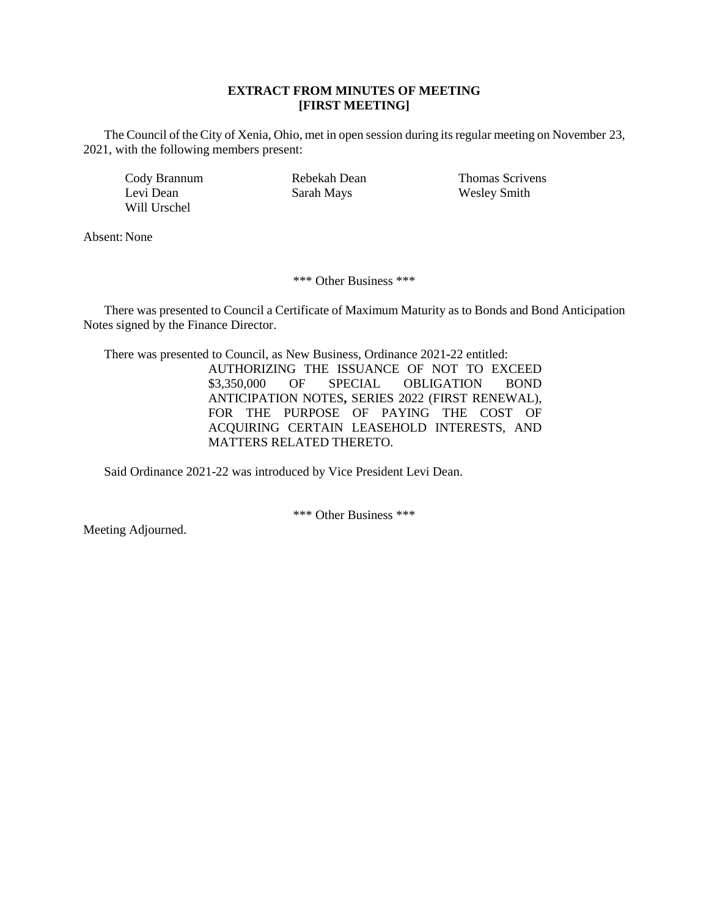**EXTRACT FROM MINUTES OF MEETING**
**[FIRST MEETING]**

The Council of the City of Xenia, Ohio, met in open session during its regular meeting on November 23, 2021, with the following members present:

Cody Brannum
Levi Dean
Will Urschel
Rebekah Dean
Sarah Mays
Thomas Scrivens
Wesley Smith

Absent: None

\*\*\* Other Business \*\*\*

There was presented to Council a Certificate of Maximum Maturity as to Bonds and Bond Anticipation Notes signed by the Finance Director.

There was presented to Council, as New Business, Ordinance 2021-22 entitled:

> AUTHORIZING THE ISSUANCE OF NOT TO EXCEED $3,350,000 OF SPECIAL OBLIGATION BOND ANTICIPATION NOTES**,** SERIES 2022 (FIRST RENEWAL), FOR THE PURPOSE OF PAYING THE COST OF ACQUIRING CERTAIN LEASEHOLD INTERESTS, AND MATTERS RELATED THERETO.

Said Ordinance 2021-22 was introduced by Vice President Levi Dean.

\*\*\* Other Business \*\*\*

Meeting Adjourned.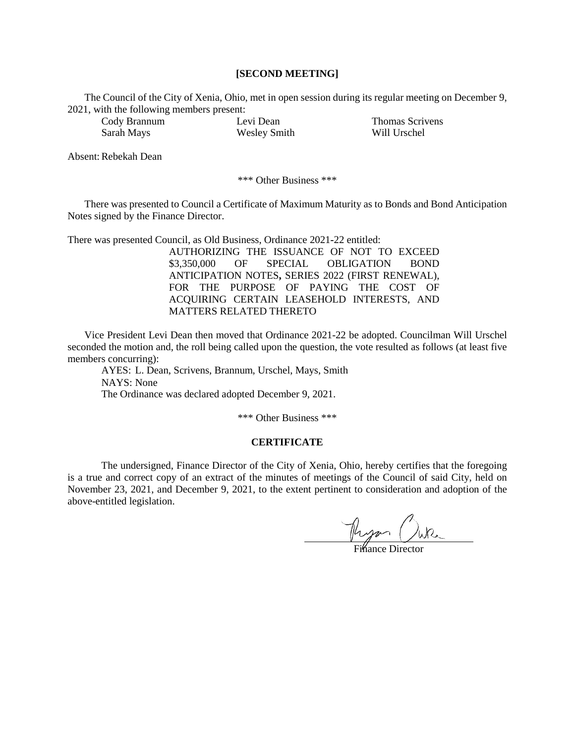**[SECOND MEETING]**

The Council of the City of Xenia, Ohio, met in open session during its regular meeting on December 9, 2021, with the following members present:

| | | |
|---|---|---|
| Cody Brannum | Levi Dean | Thomas Scrivens |
| Sarah Mays | Wesley Smith | Will Urschel |

Absent: Rebekah Dean

\*\*\* Other Business \*\*\*

There was presented to Council a Certificate of Maximum Maturity as to Bonds and Bond Anticipation Notes signed by the Finance Director.

There was presented Council, as Old Business, Ordinance 2021-22 entitled:

AUTHORIZING THE ISSUANCE OF NOT TO EXCEED $3,350,000 OF SPECIAL OBLIGATION BOND ANTICIPATION NOTES, SERIES 2022 (FIRST RENEWAL), FOR THE PURPOSE OF PAYING THE COST OF ACQUIRING CERTAIN LEASEHOLD INTERESTS, AND MATTERS RELATED THERETO

Vice President Levi Dean then moved that Ordinance 2021-22 be adopted. Councilman Will Urschel seconded the motion and, the roll being called upon the question, the vote resulted as follows (at least five members concurring):

AYES: L. Dean, Scrivens, Brannum, Urschel, Mays, Smith
NAYS: None
The Ordinance was declared adopted December 9, 2021.

\*\*\* Other Business \*\*\*

**CERTIFICATE**

The undersigned, Finance Director of the City of Xenia, Ohio, hereby certifies that the foregoing is a true and correct copy of an extract of the minutes of meetings of the Council of said City, held on November 23, 2021, and December 9, 2021, to the extent pertinent to consideration and adoption of the above-entitled legislation.

Finance Director